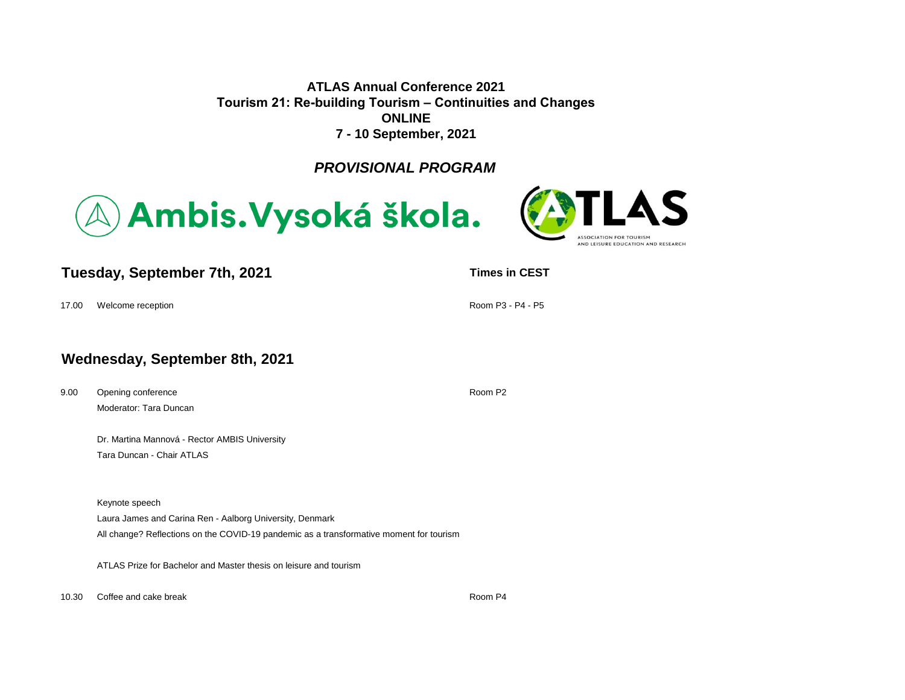**ATLAS Annual Conference 2021**
**Tourism 21: Re-building Tourism – Continuities and Changes**
**ONLINE**
**7 - 10 September, 2021**

***PROVISIONAL PROGRAM***

## Tuesday, September 7th, 2021

**Times in CEST**

17.00 Welcome reception — Room P3 - P4 - P5

## Wednesday, September 8th, 2021

9.00 Opening conference — Room P2

Moderator: Tara Duncan

Dr. Martina Mannová - Rector AMBIS University
Tara Duncan - Chair ATLAS

Keynote speech
Laura James and Carina Ren - Aalborg University, Denmark
All change? Reflections on the COVID-19 pandemic as a transformative moment for tourism

ATLAS Prize for Bachelor and Master thesis on leisure and tourism

10.30 Coffee and cake break — Room P4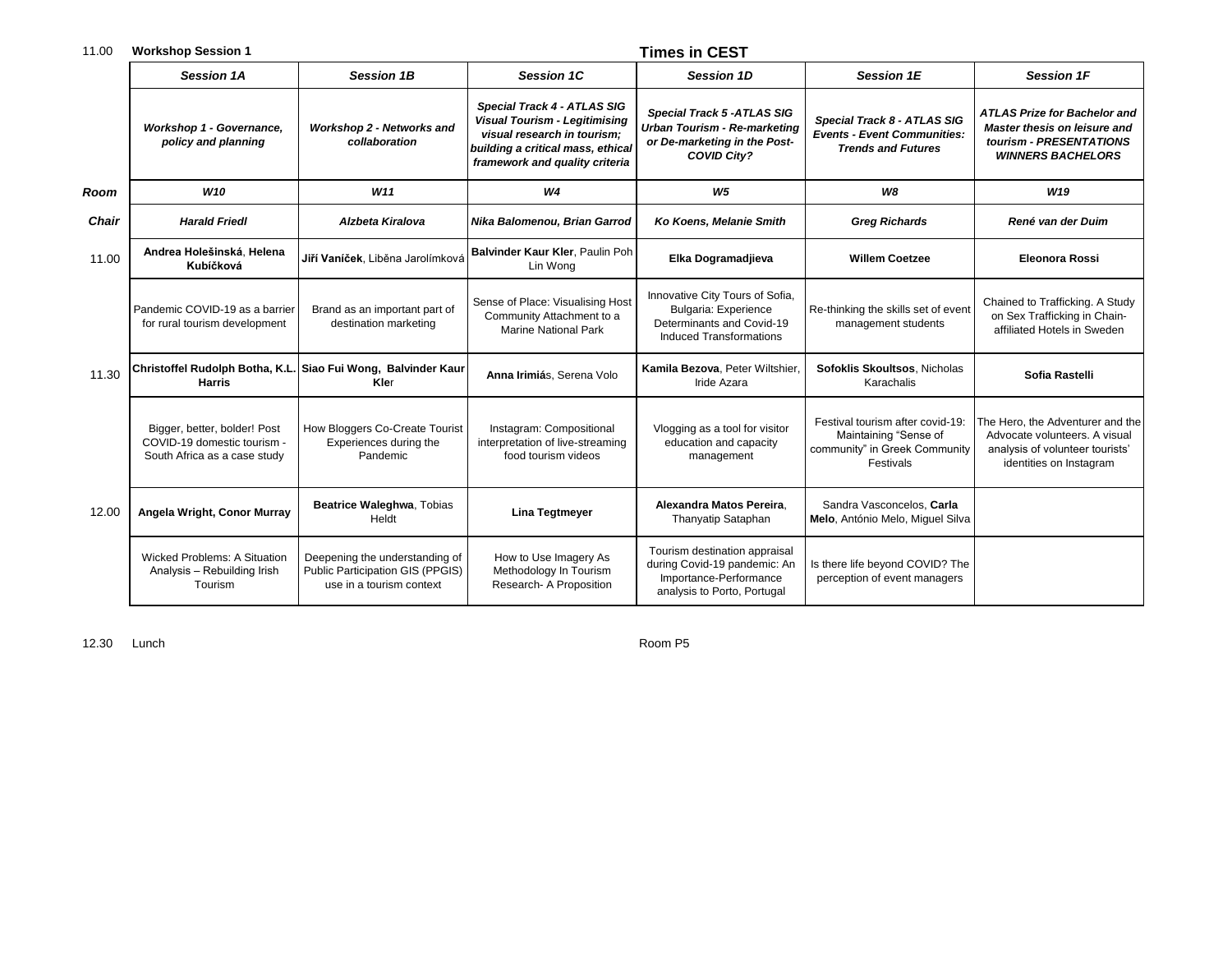11.00 **Workshop Session 1**

**Times in CEST**

| | Session 1A | Session 1B | Session 1C | Session 1D | Session 1E | Session 1F |
|---|---|---|---|---|---|---|
| | ***Workshop 1 - Governance, policy and planning*** | ***Workshop 2 - Networks and collaboration*** | ***Special Track 4 - ATLAS SIG Visual Tourism - Legitimising visual research in tourism; building a critical mass, ethical framework and quality criteria*** | ***Special Track 5 -ATLAS SIG Urban Tourism - Re-marketing or De-marketing in the Post-COVID City?*** | ***Special Track 8 - ATLAS SIG Events - Event Communities: Trends and Futures*** | ***ATLAS Prize for Bachelor and Master thesis on leisure and tourism - PRESENTATIONS WINNERS BACHELORS*** |
| ***Room*** | ***W10*** | ***W11*** | ***W4*** | ***W5*** | ***W8*** | ***W19*** |
| ***Chair*** | ***Harald Friedl*** | ***Alzbeta Kiralova*** | ***Nika Balomenou, Brian Garrod*** | ***Ko Koens, Melanie Smith*** | ***Greg Richards*** | ***René van der Duim*** |
| 11.00 | **Andrea Holešinská**, **Helena Kubíčková** | **Jiří Vaníček**, Liběna Jarolímková | **Balvinder Kaur Kler**, Paulin Poh Lin Wong | **Elka Dogramadjieva** | **Willem Coetzee** | **Eleonora Rossi** |
| | Pandemic COVID-19 as a barrier for rural tourism development | Brand as an important part of destination marketing | Sense of Place: Visualising Host Community Attachment to a Marine National Park | Innovative City Tours of Sofia, Bulgaria: Experience Determinants and Covid-19 Induced Transformations | Re-thinking the skills set of event management students | Chained to Trafficking. A Study on Sex Trafficking in Chain-affiliated Hotels in Sweden |
| 11.30 | **Christoffel Rudolph Botha, K.L. Harris** | **Siao Fui Wong, Balvinder Kaur Kle**r | **Anna Irimiá**s, Serena Volo | **Kamila Bezova**, Peter Wiltshier, Iride Azara | **Sofoklis Skoultsos**, Nicholas Karachalis | **Sofia Rastelli** |
| | Bigger, better, bolder! Post COVID-19 domestic tourism - South Africa as a case study | How Bloggers Co-Create Tourist Experiences during the Pandemic | Instagram: Compositional interpretation of live-streaming food tourism videos | Vlogging as a tool for visitor education and capacity management | Festival tourism after covid-19: Maintaining "Sense of community" in Greek Community Festivals | The Hero, the Adventurer and the Advocate volunteers. A visual analysis of volunteer tourists' identities on Instagram |
| 12.00 | **Angela Wright, Conor Murray** | **Beatrice Waleghwa**, Tobias Heldt | **Lina Tegtmeyer** | **Alexandra Matos Pereira**, Thanyatip Sataphan | Sandra Vasconcelos, **Carla Melo**, António Melo, Miguel Silva | |
| | Wicked Problems: A Situation Analysis – Rebuilding Irish Tourism | Deepening the understanding of Public Participation GIS (PPGIS) use in a tourism context | How to Use Imagery As Methodology In Tourism Research- A Proposition | Tourism destination appraisal during Covid-19 pandemic: An Importance-Performance analysis to Porto, Portugal | Is there life beyond COVID? The perception of event managers | |

12.30 Lunch — Room P5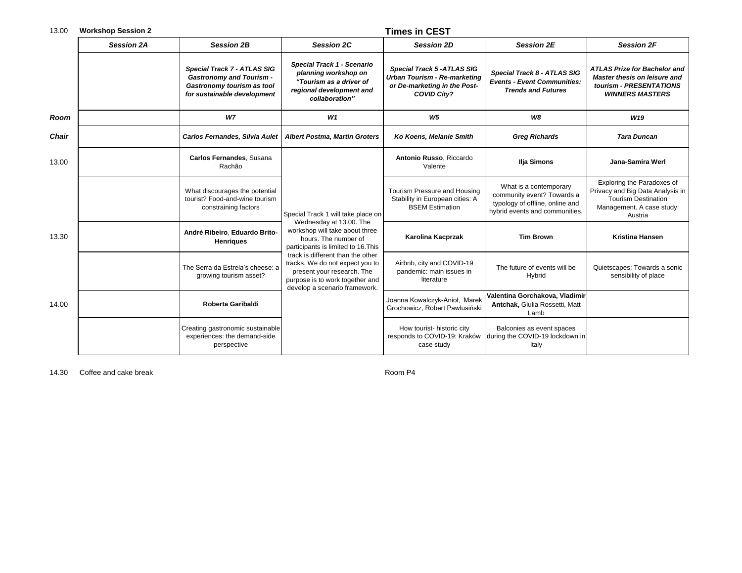13.00 **Workshop Session 2**

**Times in CEST**

| | *Session 2A* | *Session 2B* | *Session 2C* | *Session 2D* | *Session 2E* | *Session 2F* |
|---|---|---|---|---|---|---|
| | | ***Special Track 7 - ATLAS SIG Gastronomy and Tourism - Gastronomy tourism as tool for sustainable development*** | ***Special Track 1 - Scenario planning workshop on "Tourism as a driver of regional development and collaboration"*** | ***Special Track 5 -ATLAS SIG Urban Tourism - Re-marketing or De-marketing in the Post-COVID City?*** | ***Special Track 8 - ATLAS SIG Events - Event Communities: Trends and Futures*** | ***ATLAS Prize for Bachelor and Master thesis on leisure and tourism - PRESENTATIONS WINNERS MASTERS*** |
| ***Room*** | | ***W7*** | ***W1*** | ***W5*** | ***W8*** | ***W19*** |
| ***Chair*** | | ***Carlos Fernandes, Silvia Aulet*** | ***Albert Postma, Martin Groters*** | ***Ko Koens, Melanie Smith*** | ***Greg Richards*** | ***Tara Duncan*** |
| 13.00 | | **Carlos Fernandes**, Susana Rachão | Special Track 1 will take place on Wednesday at 13.00. The workshop will take about three hours. The number of participants is limited to 16.This track is different than the other tracks. We do not expect you to present your research. The purpose is to work together and develop a scenario framework. | **Antonio Russo**, Riccardo Valente | **Ilja Simons** | **Jana-Samira Werl** |
| | | What discourages the potential tourist? Food-and-wine tourism constraining factors | | Tourism Pressure and Housing Stability in European cities: A BSEM Estimation | What is a contemporary community event? Towards a typology of offline, online and hybrid events and communities. | Exploring the Paradoxes of Privacy and Big Data Analysis in Tourism Destination Management. A case study: Austria |
| 13.30 | | **André Ribeiro**, **Eduardo Brito-Henriques** | | **Karolina Kacprzak** | **Tim Brown** | **Kristina Hansen** |
| | | The Serra da Estrela's cheese: a growing tourism asset? | | Airbnb, city and COVID-19 pandemic: main issues in literature | The future of events will be Hybrid | Quietscapes: Towards a sonic sensibility of place |
| 14.00 | | **Roberta Garibaldi** | | Joanna Kowalczyk-Anioł, Marek Grochowicz, Robert Pawlusiński | **Valentina Gorchakova, Vladimir Antchak,** Giulia Rossetti, Matt Lamb | |
| | | Creating gastronomic sustainable experiences: the demand-side perspective | | How tourist- historic city responds to COVID-19: Kraków case study | Balconies as event spaces during the COVID-19 lockdown in Italy | |

14.30 Coffee and cake break — Room P4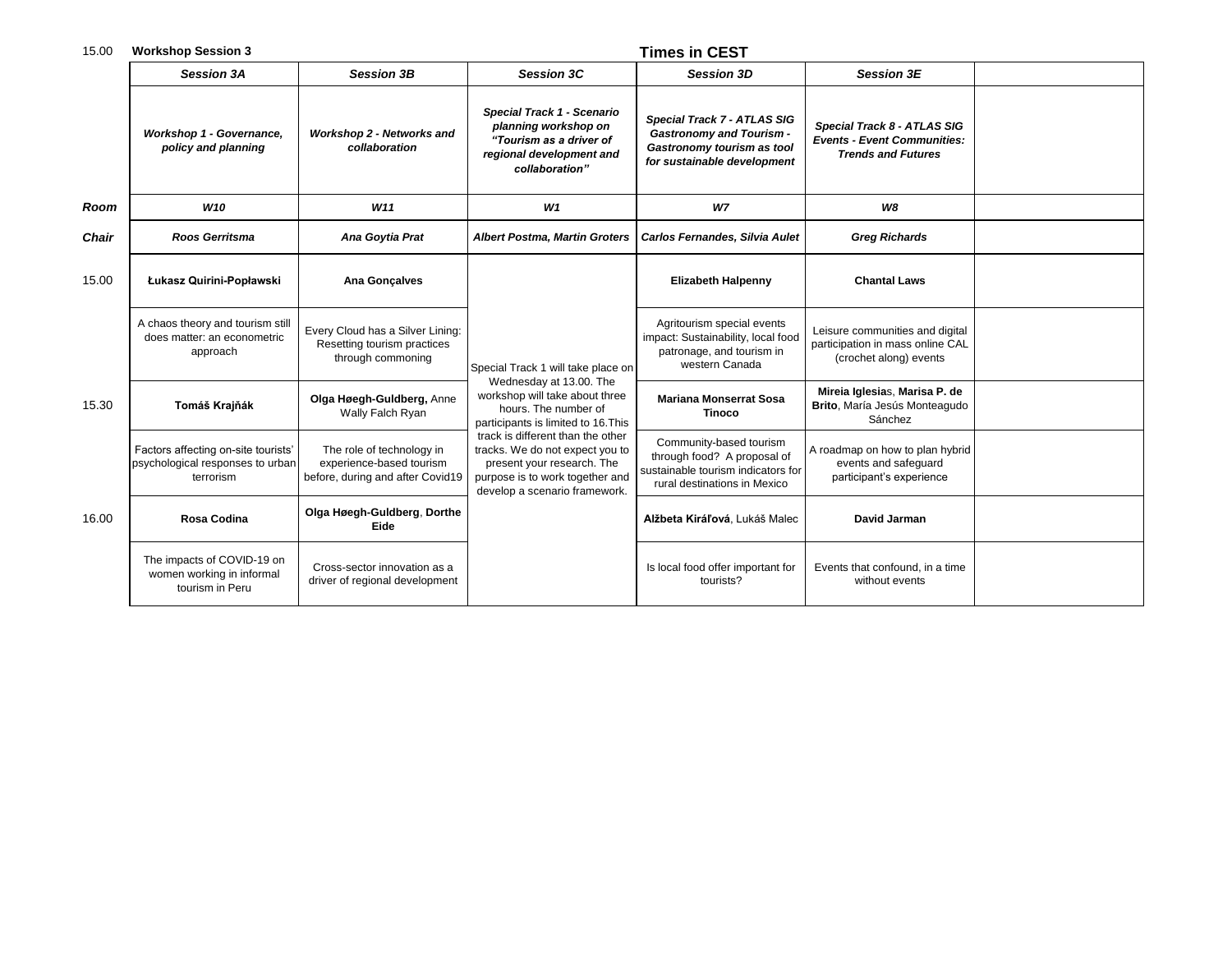15.00 **Workshop Session 3**

**Times in CEST**

| | ***Session 3A*** | ***Session 3B*** | ***Session 3C*** | ***Session 3D*** | ***Session 3E*** | |
|---|---|---|---|---|---|---|
| | ***Workshop 1 - Governance, policy and planning*** | ***Workshop 2 - Networks and collaboration*** | ***Special Track 1 - Scenario planning workshop on "Tourism as a driver of regional development and collaboration"*** | ***Special Track 7 - ATLAS SIG Gastronomy and Tourism - Gastronomy tourism as tool for sustainable development*** | ***Special Track 8 - ATLAS SIG Events - Event Communities: Trends and Futures*** | |
| ***Room*** | ***W10*** | ***W11*** | ***W1*** | ***W7*** | ***W8*** | |
| ***Chair*** | ***Roos Gerritsma*** | ***Ana Goytia Prat*** | ***Albert Postma, Martin Groters*** | ***Carlos Fernandes, Silvia Aulet*** | ***Greg Richards*** | |
| 15.00 | **Łukasz Quirini-Popławski** | **Ana Gonçalves** | Special Track 1 will take place on Wednesday at 13.00. The workshop will take about three hours. The number of participants is limited to 16.This track is different than the other tracks. We do not expect you to present your research. The purpose is to work together and develop a scenario framework. | **Elizabeth Halpenny** | **Chantal Laws** | |
| | A chaos theory and tourism still does matter: an econometric approach | Every Cloud has a Silver Lining: Resetting tourism practices through commoning | | Agritourism special events impact: Sustainability, local food patronage, and tourism in western Canada | Leisure communities and digital participation in mass online CAL (crochet along) events | |
| 15.30 | **Tomáš Krajňák** | **Olga Høegh-Guldberg,** Anne Wally Falch Ryan | | **Mariana Monserrat Sosa Tinoco** | **Mireia Iglesia**s, **Marisa P. de Brito**, María Jesús Monteagudo Sánchez | |
| | Factors affecting on-site tourists' psychological responses to urban terrorism | The role of technology in experience-based tourism before, during and after Covid19 | | Community-based tourism through food? A proposal of sustainable tourism indicators for rural destinations in Mexico | A roadmap on how to plan hybrid events and safeguard participant's experience | |
| 16.00 | **Rosa Codina** | **Olga Høegh-Guldberg**, **Dorthe Eide** | | **Alžbeta Kiráľová**, Lukáš Malec | **David Jarman** | |
| | The impacts of COVID-19 on women working in informal tourism in Peru | Cross-sector innovation as a driver of regional development | | Is local food offer important for tourists? | Events that confound, in a time without events | |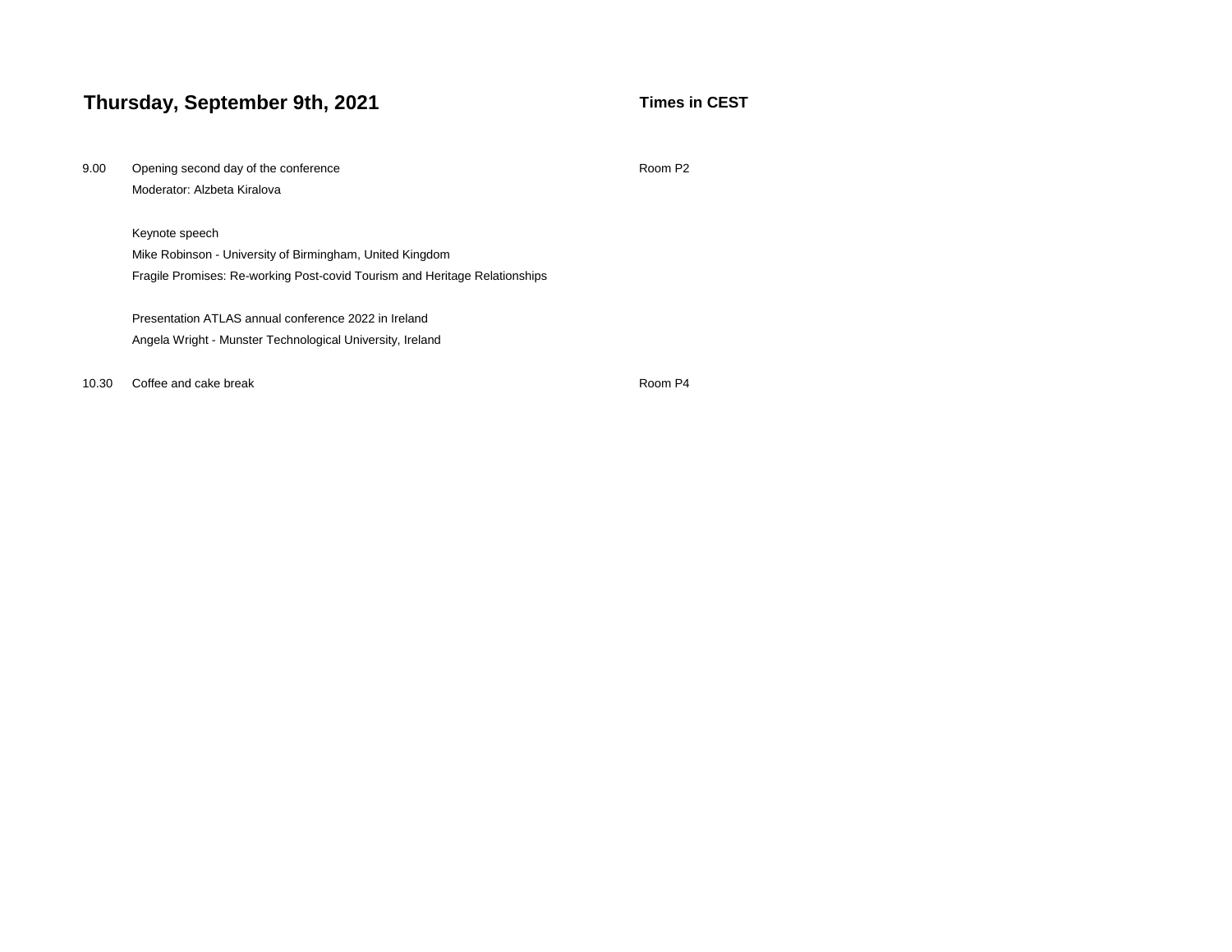## Thursday, September 9th, 2021

**Times in CEST**

| | | |
|---|---|---|
| 9.00 | Opening second day of the conference<br>Moderator: Alzbeta Kiralova<br><br>Keynote speech<br>Mike Robinson - University of Birmingham, United Kingdom<br>Fragile Promises: Re-working Post-covid Tourism and Heritage Relationships<br><br>Presentation ATLAS annual conference 2022 in Ireland<br>Angela Wright - Munster Technological University, Ireland | Room P2 |
| 10.30 | Coffee and cake break | Room P4 |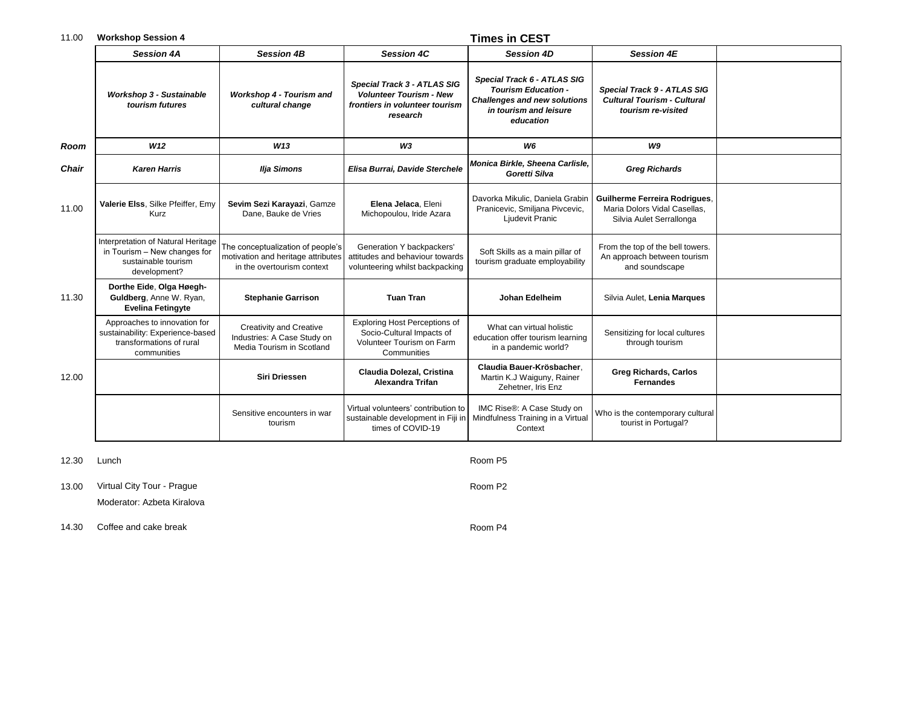11.00 **Workshop Session 4**

**Times in CEST**

| | *Session 4A* | *Session 4B* | *Session 4C* | *Session 4D* | *Session 4E* | |
|---|---|---|---|---|---|---|
| | ***Workshop 3 - Sustainable tourism futures*** | ***Workshop 4 - Tourism and cultural change*** | ***Special Track 3 - ATLAS SIG Volunteer Tourism - New frontiers in volunteer tourism research*** | ***Special Track 6 - ATLAS SIG Tourism Education - Challenges and new solutions in tourism and leisure education*** | ***Special Track 9 - ATLAS SIG Cultural Tourism - Cultural tourism re-visited*** | |
| ***Room*** | ***W12*** | ***W13*** | ***W3*** | ***W6*** | ***W9*** | |
| ***Chair*** | ***Karen Harris*** | ***Ilja Simons*** | ***Elisa Burrai, Davide Sterchele*** | ***Monica Birkle, Sheena Carlisle, Goretti Silva*** | ***Greg Richards*** | |
| 11.00 | **Valerie Elss**, Silke Pfeiffer, Emy Kurz | **Sevim Sezi Karayazi**, Gamze Dane, Bauke de Vries | **Elena Jelaca**, Eleni Michopoulou, Iride Azara | Davorka Mikulic, Daniela Grabin Pranicevic, Smiljana Pivcevic, Ljudevit Pranic | **Guilherme Ferreira Rodrigues**, Maria Dolors Vidal Casellas, Silvia Aulet Serrallonga | |
| | Interpretation of Natural Heritage in Tourism – New changes for sustainable tourism development? | The conceptualization of people's motivation and heritage attributes in the overtourism context | Generation Y backpackers' attitudes and behaviour towards volunteering whilst backpacking | Soft Skills as a main pillar of tourism graduate employability | From the top of the bell towers. An approach between tourism and soundscape | |
| 11.30 | **Dorthe Eide**, **Olga Høegh-Guldberg**, Anne W. Ryan, **Evelina Fetingyte** | **Stephanie Garrison** | **Tuan Tran** | **Johan Edelheim** | Silvia Aulet, **Lenia Marques** | |
| | Approaches to innovation for sustainability: Experience-based transformations of rural communities | Creativity and Creative Industries: A Case Study on Media Tourism in Scotland | Exploring Host Perceptions of Socio-Cultural Impacts of Volunteer Tourism on Farm Communities | What can virtual holistic education offer tourism learning in a pandemic world? | Sensitizing for local cultures through tourism | |
| 12.00 | | **Siri Driessen** | **Claudia Dolezal, Cristina Alexandra Trifan** | **Claudia Bauer-Krösbacher**, Martin K.J Waiguny, Rainer Zehetner, Iris Enz | **Greg Richards, Carlos Fernandes** | |
| | | Sensitive encounters in war tourism | Virtual volunteers' contribution to sustainable development in Fiji in times of COVID-19 | IMC Rise®: A Case Study on Mindfulness Training in a Virtual Context | Who is the contemporary cultural tourist in Portugal? | |

12.30 Lunch — Room P5

13.00 Virtual City Tour - Prague — Room P2

Moderator: Azbeta Kiralova

14.30 Coffee and cake break — Room P4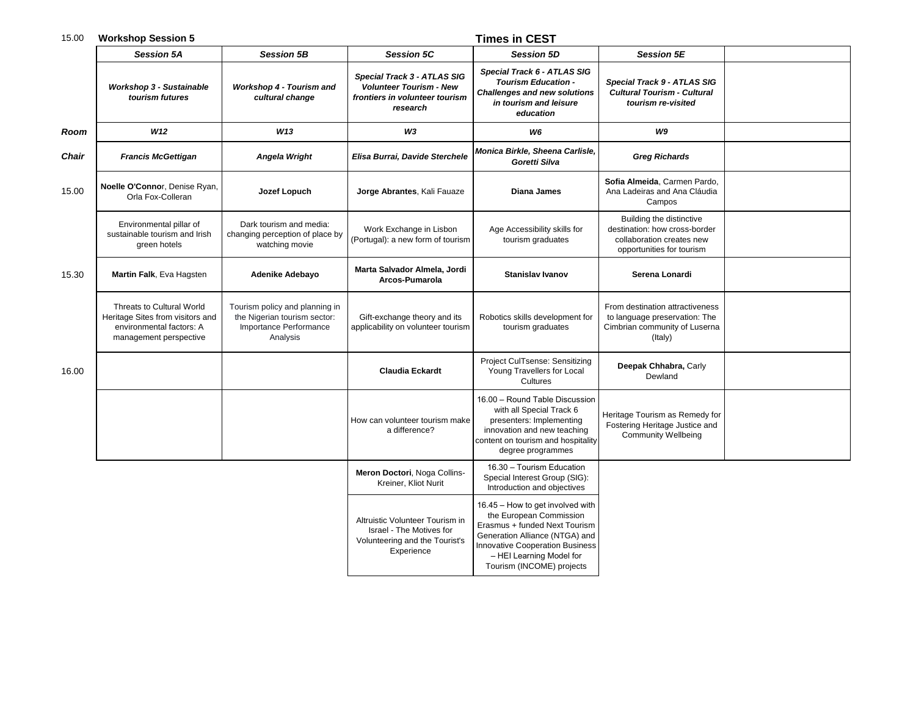15.00 **Workshop Session 5** **Times in CEST**

| | ***Session 5A*** | ***Session 5B*** | ***Session 5C*** | ***Session 5D*** | ***Session 5E*** | |
|---|---|---|---|---|---|---|
| | ***Workshop 3 - Sustainable tourism futures*** | ***Workshop 4 - Tourism and cultural change*** | ***Special Track 3 - ATLAS SIG Volunteer Tourism - New frontiers in volunteer tourism research*** | ***Special Track 6 - ATLAS SIG Tourism Education - Challenges and new solutions in tourism and leisure education*** | ***Special Track 9 - ATLAS SIG Cultural Tourism - Cultural tourism re-visited*** | |
| ***Room*** | ***W12*** | ***W13*** | ***W3*** | ***W6*** | ***W9*** | |
| ***Chair*** | ***Francis McGettigan*** | ***Angela Wright*** | ***Elisa Burrai, Davide Sterchele*** | ***Monica Birkle, Sheena Carlisle, Goretti Silva*** | ***Greg Richards*** | |
| 15.00 | **Noelle O'Connor**, Denise Ryan, Orla Fox-Colleran | **Jozef Lopuch** | **Jorge Abrantes**, Kali Fauaze | **Diana James** | **Sofia Almeida**, Carmen Pardo, Ana Ladeiras and Ana Cláudia Campos | |
| | Environmental pillar of sustainable tourism and Irish green hotels | Dark tourism and media: changing perception of place by watching movie | Work Exchange in Lisbon (Portugal): a new form of tourism | Age Accessibility skills for tourism graduates | Building the distinctive destination: how cross-border collaboration creates new opportunities for tourism | |
| 15.30 | **Martin Falk**, Eva Hagsten | **Adenike Adebayo** | **Marta Salvador Almela, Jordi Arcos-Pumarola** | **Stanislav Ivanov** | **Serena Lonardi** | |
| | Threats to Cultural World Heritage Sites from visitors and environmental factors: A management perspective | Tourism policy and planning in the Nigerian tourism sector: Importance Performance Analysis | Gift-exchange theory and its applicability on volunteer tourism | Robotics skills development for tourism graduates | From destination attractiveness to language preservation: The Cimbrian community of Luserna (Italy) | |
| 16.00 | | | **Claudia Eckardt** | Project CulTsense: Sensitizing Young Travellers for Local Cultures | **Deepak Chhabra,** Carly Dewland | |
| | | | How can volunteer tourism make a difference? | 16.00 – Round Table Discussion with all Special Track 6 presenters: Implementing innovation and new teaching content on tourism and hospitality degree programmes | Heritage Tourism as Remedy for Fostering Heritage Justice and Community Wellbeing | |
| | | | **Meron Doctori**, Noga Collins-Kreiner, Kliot Nurit | 16.30 – Tourism Education Special Interest Group (SIG): Introduction and objectives | | |
| | | | Altruistic Volunteer Tourism in Israel - The Motives for Volunteering and the Tourist's Experience | 16.45 – How to get involved with the European Commission Erasmus + funded Next Tourism Generation Alliance (NTGA) and Innovative Cooperation Business – HEI Learning Model for Tourism (INCOME) projects | | |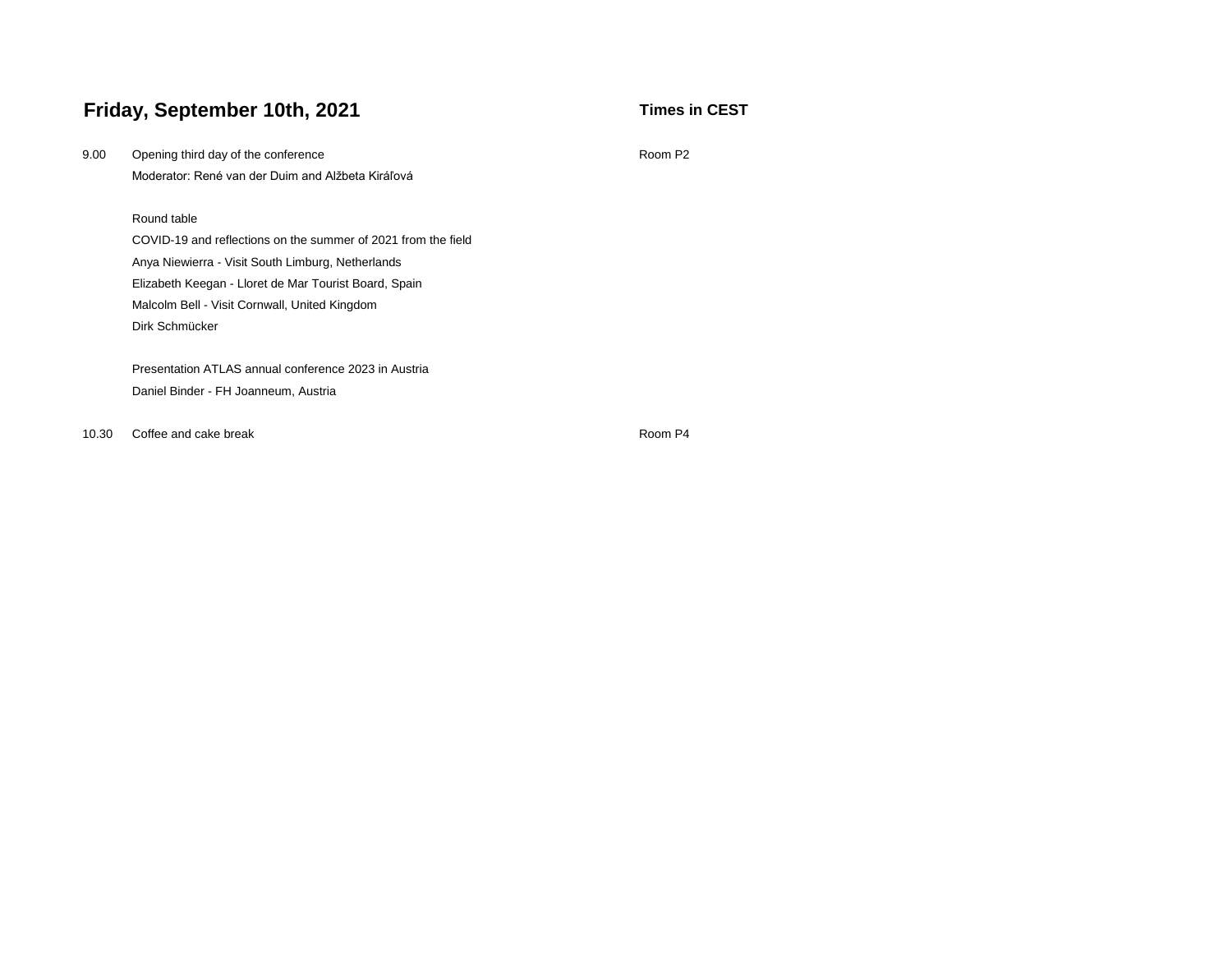## Friday, September 10th, 2021

**Times in CEST**

| | | |
|---|---|---|
| 9.00 | Opening third day of the conference | Room P2 |
| | Moderator: René van der Duim and Alžbeta Kiráľová | |
| | | |
| | Round table | |
| | COVID-19 and reflections on the summer of 2021 from the field | |
| | Anya Niewierra - Visit South Limburg, Netherlands | |
| | Elizabeth Keegan - Lloret de Mar Tourist Board, Spain | |
| | Malcolm Bell - Visit Cornwall, United Kingdom | |
| | Dirk Schmücker | |
| | | |
| | Presentation ATLAS annual conference 2023 in Austria | |
| | Daniel Binder - FH Joanneum, Austria | |
| | | |
| 10.30 | Coffee and cake break | Room P4 |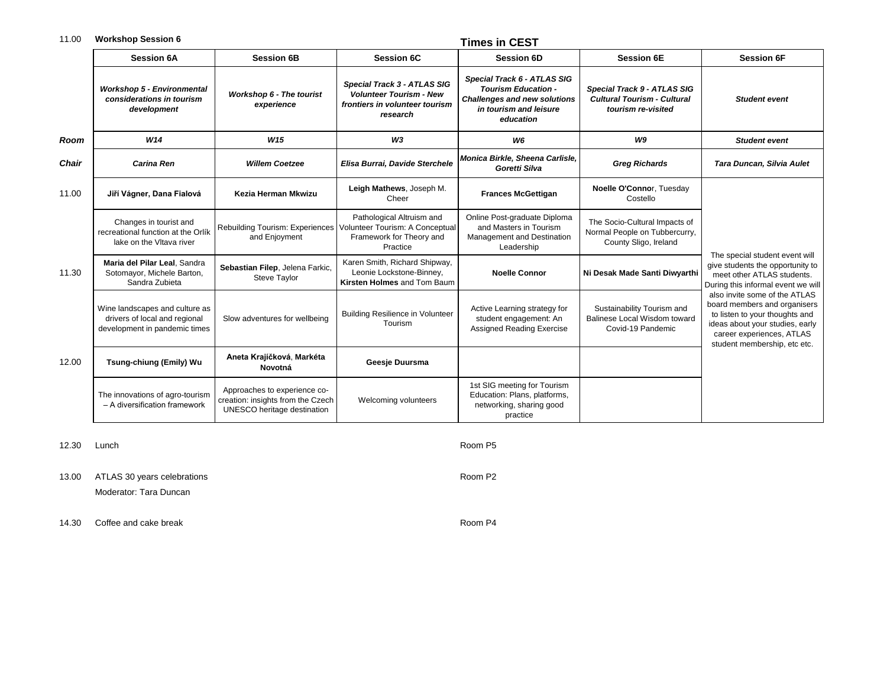11.00 **Workshop Session 6**

**Times in CEST**

| | **Session 6A** | **Session 6B** | **Session 6C** | **Session 6D** | **Session 6E** | **Session 6F** |
|---|---|---|---|---|---|---|
| | ***Workshop 5 - Environmental considerations in tourism development*** | ***Workshop 6 - The tourist experience*** | ***Special Track 3 - ATLAS SIG Volunteer Tourism - New frontiers in volunteer tourism research*** | ***Special Track 6 - ATLAS SIG Tourism Education - Challenges and new solutions in tourism and leisure education*** | ***Special Track 9 - ATLAS SIG Cultural Tourism - Cultural tourism re-visited*** | ***Student event*** |
| ***Room*** | ***W14*** | ***W15*** | ***W3*** | ***W6*** | ***W9*** | ***Student event*** |
| ***Chair*** | ***Carina Ren*** | ***Willem Coetzee*** | ***Elisa Burrai, Davide Sterchele*** | ***Monica Birkle, Sheena Carlisle, Goretti Silva*** | ***Greg Richards*** | ***Tara Duncan, Silvia Aulet*** |
| 11.00 | **Jiří Vágner, Dana Fialová** | **Kezia Herman Mkwizu** | **Leigh Mathews**, Joseph M. Cheer | **Frances McGettigan** | **Noelle O'Connor**, Tuesday Costello | The special student event will give students the opportunity to meet other ATLAS students. During this informal event we will also invite some of the ATLAS board members and organisers to listen to your thoughts and ideas about your studies, early career experiences, ATLAS student membership, etc etc. |
| | Changes in tourist and recreational function at the Orlík lake on the Vltava river | Rebuilding Tourism: Experiences and Enjoyment | Pathological Altruism and Volunteer Tourism: A Conceptual Framework for Theory and Practice | Online Post-graduate Diploma and Masters in Tourism Management and Destination Leadership | The Socio-Cultural Impacts of Normal People on Tubbercurry, County Sligo, Ireland | |
| 11.30 | **Maria del Pilar Leal**, Sandra Sotomayor, Michele Barton, Sandra Zubieta | **Sebastian Filep**, Jelena Farkic, Steve Taylor | Karen Smith, Richard Shipway, Leonie Lockstone-Binney, **Kirsten Holmes** and Tom Baum | **Noelle Connor** | **Ni Desak Made Santi Diwyarthi** | |
| | Wine landscapes and culture as drivers of local and regional development in pandemic times | Slow adventures for wellbeing | Building Resilience in Volunteer Tourism | Active Learning strategy for student engagement: An Assigned Reading Exercise | Sustainability Tourism and Balinese Local Wisdom toward Covid-19 Pandemic | |
| 12.00 | **Tsung-chiung (Emily) Wu** | **Aneta Krajíčková**, **Markéta Novotná** | **Geesje Duursma** | | | |
| | The innovations of agro-tourism – A diversification framework | Approaches to experience co-creation: insights from the Czech UNESCO heritage destination | Welcoming volunteers | 1st SIG meeting for Tourism Education: Plans, platforms, networking, sharing good practice | | |

12.30 Lunch — Room P5

13.00 ATLAS 30 years celebrations — Room P2
Moderator: Tara Duncan

14.30 Coffee and cake break — Room P4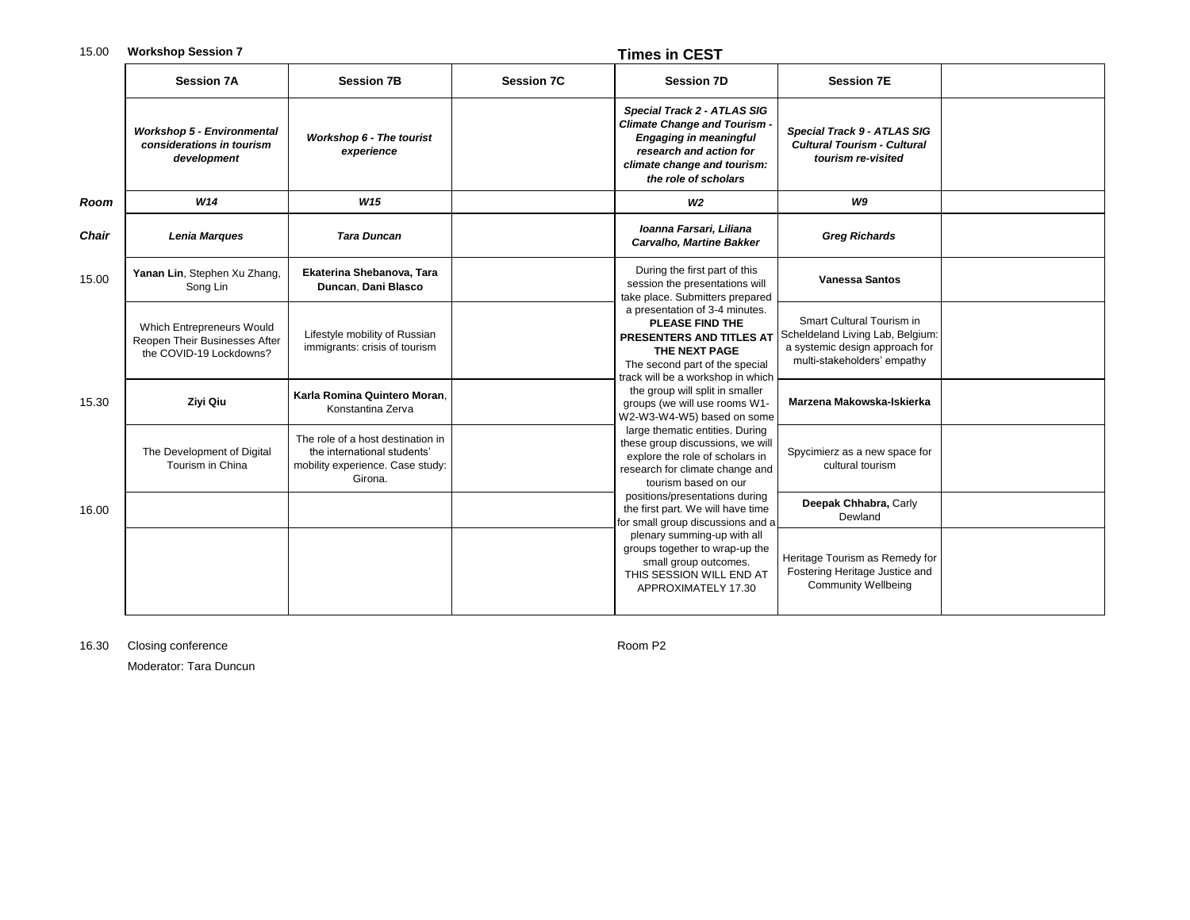15.00 **Workshop Session 7**

**Times in CEST**

| | Session 7A | Session 7B | Session 7C | Session 7D | Session 7E | |
|---|---|---|---|---|---|---|
| | ***Workshop 5 - Environmental considerations in tourism development*** | ***Workshop 6 - The tourist experience*** | | ***Special Track 2 - ATLAS SIG Climate Change and Tourism - Engaging in meaningful research and action for climate change and tourism: the role of scholars*** | ***Special Track 9 - ATLAS SIG Cultural Tourism - Cultural tourism re-visited*** | |
| ***Room*** | ***W14*** | ***W15*** | | ***W2*** | ***W9*** | |
| ***Chair*** | ***Lenia Marques*** | ***Tara Duncan*** | | ***Ioanna Farsari, Liliana Carvalho, Martine Bakker*** | ***Greg Richards*** | |
| 15.00 | **Yanan Lin**, Stephen Xu Zhang, Song Lin | **Ekaterina Shebanova, Tara Duncan**, **Dani Blasco** | | During the first part of this session the presentations will take place. Submitters prepared a presentation of 3-4 minutes. **PLEASE FIND THE PRESENTERS AND TITLES AT THE NEXT PAGE** The second part of the special track will be a workshop in which the group will split in smaller groups (we will use rooms W1-W2-W3-W4-W5) based on some large thematic entities. During these group discussions, we will explore the role of scholars in research for climate change and tourism based on our positions/presentations during the first part. We will have time for small group discussions and a plenary summing-up with all groups together to wrap-up the small group outcomes. THIS SESSION WILL END AT APPROXIMATELY 17.30 | **Vanessa Santos** | |
| | Which Entrepreneurs Would Reopen Their Businesses After the COVID-19 Lockdowns? | Lifestyle mobility of Russian immigrants: crisis of tourism | | | Smart Cultural Tourism in Scheldeland Living Lab, Belgium: a systemic design approach for multi-stakeholders' empathy | |
| 15.30 | **Ziyi Qiu** | **Karla Romina Quintero Moran**, Konstantina Zerva | | | **Marzena Makowska-Iskierka** | |
| | The Development of Digital Tourism in China | The role of a host destination in the international students' mobility experience. Case study: Girona. | | | Spycimierz as a new space for cultural tourism | |
| 16.00 | | | | | **Deepak Chhabra,** Carly Dewland | |
| | | | | | Heritage Tourism as Remedy for Fostering Heritage Justice and Community Wellbeing | |

16.30 Closing conference — Room P2

Moderator: Tara Duncun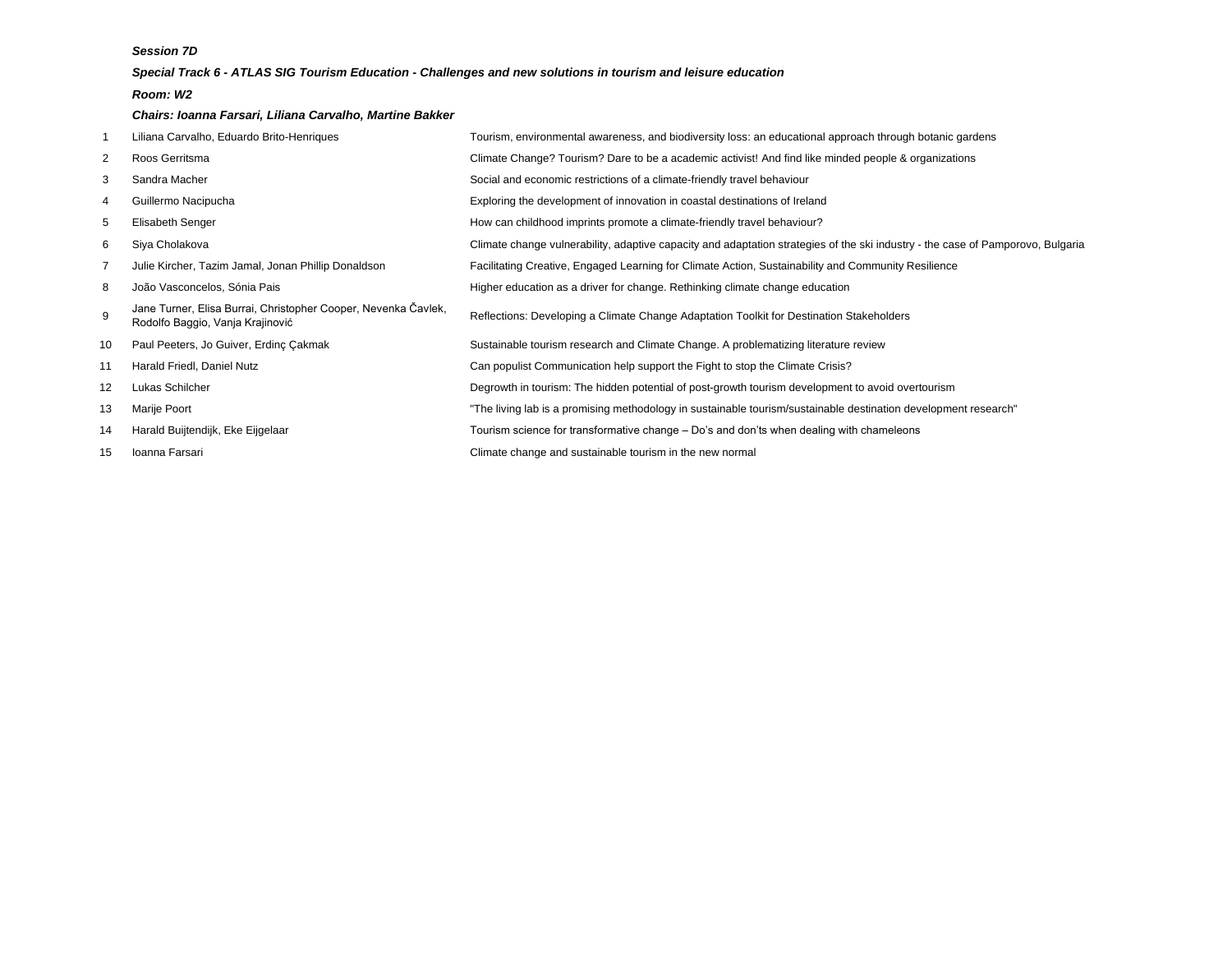***Session 7D***

***Special Track 6 - ATLAS SIG Tourism Education - Challenges and new solutions in tourism and leisure education***

***Room: W2***

***Chairs: Ioanna Farsari, Liliana Carvalho, Martine Bakker***

| | | |
|---|---|---|
| 1 | Liliana Carvalho, Eduardo Brito-Henriques | Tourism, environmental awareness, and biodiversity loss: an educational approach through botanic gardens |
| 2 | Roos Gerritsma | Climate Change? Tourism? Dare to be a academic activist! And find like minded people & organizations |
| 3 | Sandra Macher | Social and economic restrictions of a climate-friendly travel behaviour |
| 4 | Guillermo Nacipucha | Exploring the development of innovation in coastal destinations of Ireland |
| 5 | Elisabeth Senger | How can childhood imprints promote a climate-friendly travel behaviour? |
| 6 | Siya Cholakova | Climate change vulnerability, adaptive capacity and adaptation strategies of the ski industry - the case of Pamporovo, Bulgaria |
| 7 | Julie Kircher, Tazim Jamal, Jonan Phillip Donaldson | Facilitating Creative, Engaged Learning for Climate Action, Sustainability and Community Resilience |
| 8 | João Vasconcelos, Sónia Pais | Higher education as a driver for change. Rethinking climate change education |
| 9 | Jane Turner, Elisa Burrai, Christopher Cooper, Nevenka Čavlek, Rodolfo Baggio, Vanja Krajinović | Reflections: Developing a Climate Change Adaptation Toolkit for Destination Stakeholders |
| 10 | Paul Peeters, Jo Guiver, Erdinç Çakmak | Sustainable tourism research and Climate Change. A problematizing literature review |
| 11 | Harald Friedl, Daniel Nutz | Can populist Communication help support the Fight to stop the Climate Crisis? |
| 12 | Lukas Schilcher | Degrowth in tourism: The hidden potential of post-growth tourism development to avoid overtourism |
| 13 | Marije Poort | "The living lab is a promising methodology in sustainable tourism/sustainable destination development research" |
| 14 | Harald Buijtendijk, Eke Eijgelaar | Tourism science for transformative change – Do's and don'ts when dealing with chameleons |
| 15 | Ioanna Farsari | Climate change and sustainable tourism in the new normal |